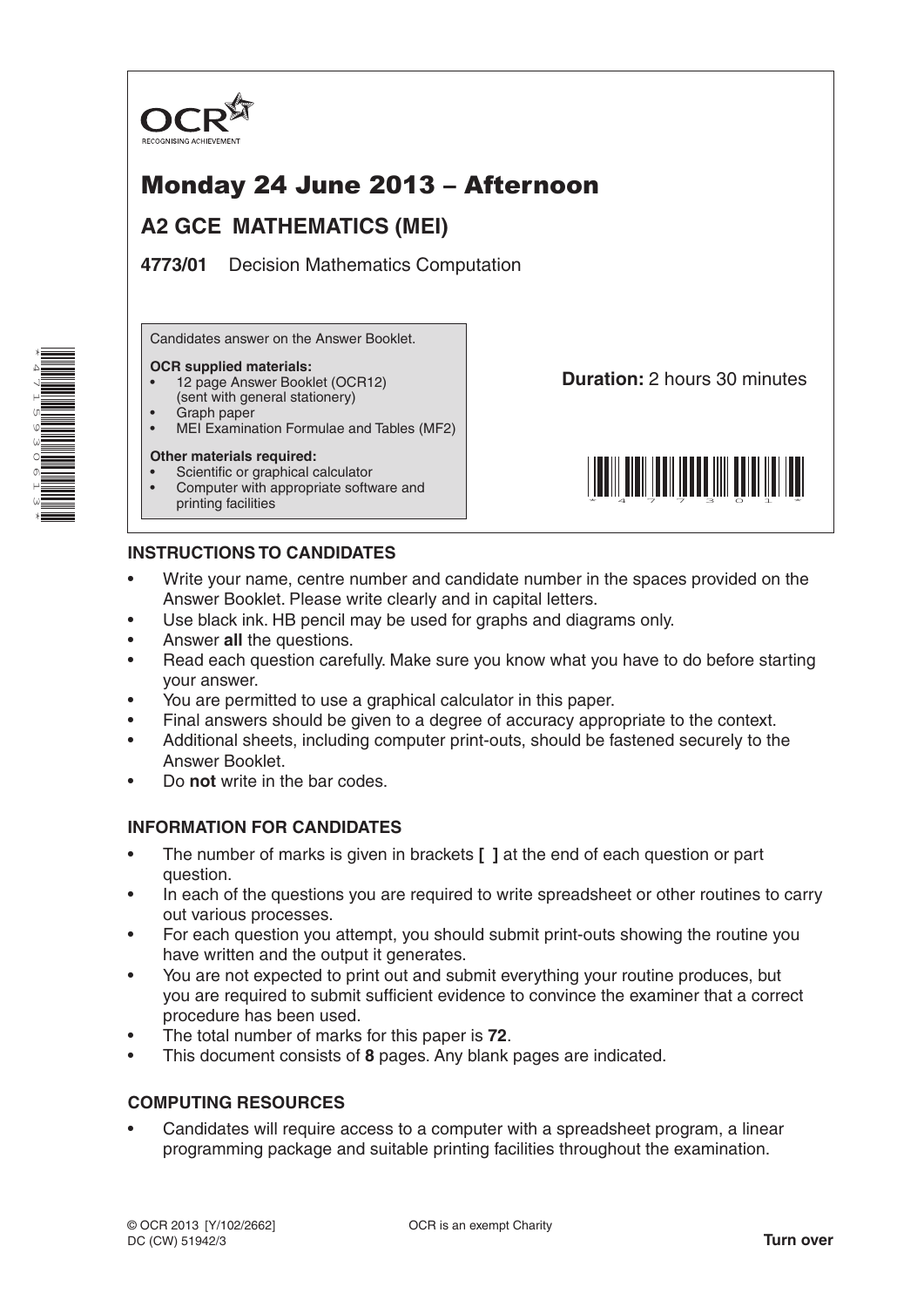OCR

RECOGNISING ACHIEVEMENT

# Monday 24 June 2013 – Afternoon

## A2 GCE MATHEMATICS (MEI)

**4773/01** Decision Mathematics Computation

Candidates answer on the Answer Booklet.

**OCR supplied materials:**
- 12 page Answer Booklet (OCR12) (sent with general stationery)
- Graph paper
- MEI Examination Formulae and Tables (MF2)

**Other materials required:**
- Scientific or graphical calculator
- Computer with appropriate software and printing facilities

**Duration:** 2 hours 30 minutes

## INSTRUCTIONS TO CANDIDATES

- Write your name, centre number and candidate number in the spaces provided on the Answer Booklet. Please write clearly and in capital letters.
- Use black ink. HB pencil may be used for graphs and diagrams only.
- Answer **all** the questions.
- Read each question carefully. Make sure you know what you have to do before starting your answer.
- You are permitted to use a graphical calculator in this paper.
- Final answers should be given to a degree of accuracy appropriate to the context.
- Additional sheets, including computer print-outs, should be fastened securely to the Answer Booklet.
- Do **not** write in the bar codes.

## INFORMATION FOR CANDIDATES

- The number of marks is given in brackets **[ ]** at the end of each question or part question.
- In each of the questions you are required to write spreadsheet or other routines to carry out various processes.
- For each question you attempt, you should submit print-outs showing the routine you have written and the output it generates.
- You are not expected to print out and submit everything your routine produces, but you are required to submit sufficient evidence to convince the examiner that a correct procedure has been used.
- The total number of marks for this paper is **72**.
- This document consists of **8** pages. Any blank pages are indicated.

## COMPUTING RESOURCES

- Candidates will require access to a computer with a spreadsheet program, a linear programming package and suitable printing facilities throughout the examination.

© OCR 2013 [Y/102/2662]
DC (CW) 51942/3

OCR is an exempt Charity

**Turn over**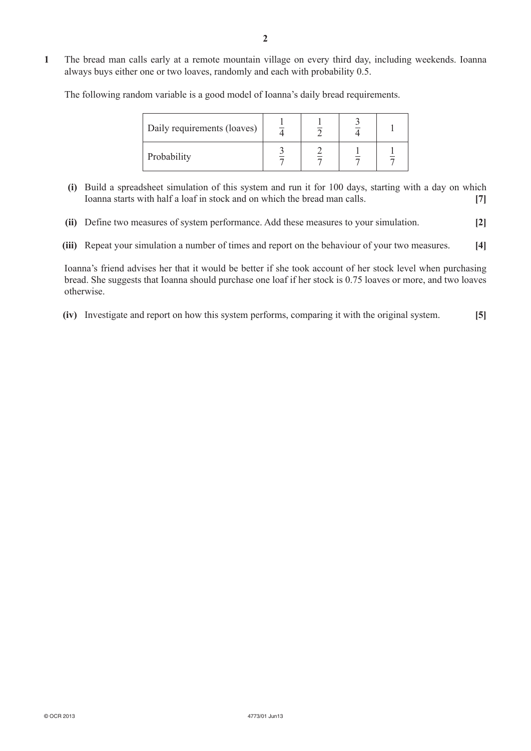**1** The bread man calls early at a remote mountain village on every third day, including weekends. Ioanna always buys either one or two loaves, randomly and each with probability 0.5.

The following random variable is a good model of Ioanna's daily bread requirements.

| Daily requirements (loaves) | $\frac{1}{4}$ | $\frac{1}{2}$ | $\frac{3}{4}$ | 1 |
|---|---|---|---|---|
| Probability | $\frac{3}{7}$ | $\frac{2}{7}$ | $\frac{1}{7}$ | $\frac{1}{7}$ |

**(i)** Build a spreadsheet simulation of this system and run it for 100 days, starting with a day on which Ioanna starts with half a loaf in stock and on which the bread man calls. **[7]**

**(ii)** Define two measures of system performance. Add these measures to your simulation. **[2]**

**(iii)** Repeat your simulation a number of times and report on the behaviour of your two measures. **[4]**

Ioanna's friend advises her that it would be better if she took account of her stock level when purchasing bread. She suggests that Ioanna should purchase one loaf if her stock is 0.75 loaves or more, and two loaves otherwise.

**(iv)** Investigate and report on how this system performs, comparing it with the original system. **[5]**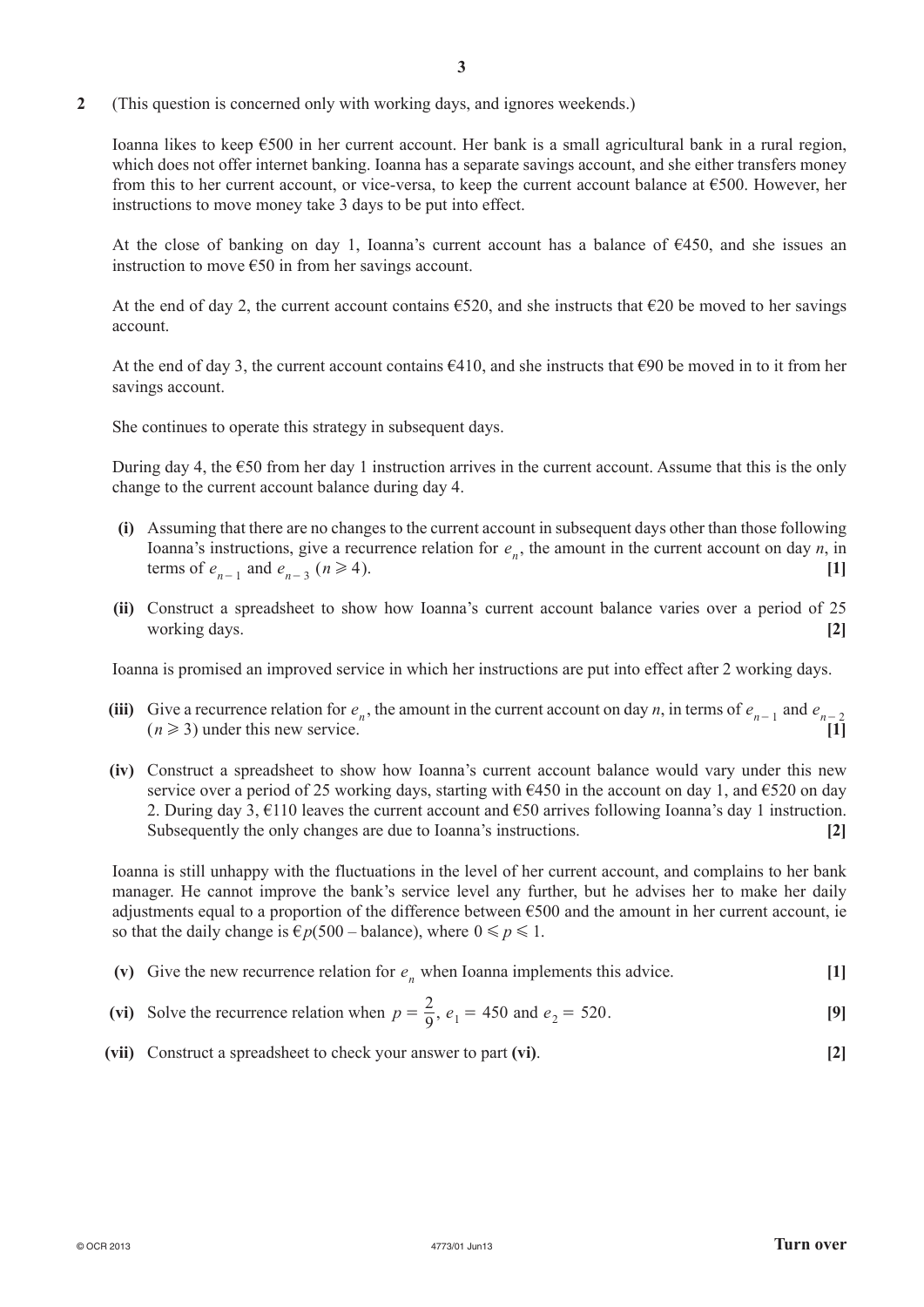**2** (This question is concerned only with working days, and ignores weekends.)

Ioanna likes to keep €500 in her current account. Her bank is a small agricultural bank in a rural region, which does not offer internet banking. Ioanna has a separate savings account, and she either transfers money from this to her current account, or vice-versa, to keep the current account balance at €500. However, her instructions to move money take 3 days to be put into effect.

At the close of banking on day 1, Ioanna's current account has a balance of €450, and she issues an instruction to move €50 in from her savings account.

At the end of day 2, the current account contains €520, and she instructs that €20 be moved to her savings account.

At the end of day 3, the current account contains €410, and she instructs that €90 be moved in to it from her savings account.

She continues to operate this strategy in subsequent days.

During day 4, the €50 from her day 1 instruction arrives in the current account. Assume that this is the only change to the current account balance during day 4.

**(i)** Assuming that there are no changes to the current account in subsequent days other than those following Ioanna's instructions, give a recurrence relation for $e_n$, the amount in the current account on day $n$, in terms of $e_{n-1}$ and $e_{n-3}$ ($n \geqslant 4$). **[1]**

**(ii)** Construct a spreadsheet to show how Ioanna's current account balance varies over a period of 25 working days. **[2]**

Ioanna is promised an improved service in which her instructions are put into effect after 2 working days.

**(iii)** Give a recurrence relation for $e_n$, the amount in the current account on day $n$, in terms of $e_{n-1}$ and $e_{n-2}$ ($n \geqslant 3$) under this new service. **[1]**

**(iv)** Construct a spreadsheet to show how Ioanna's current account balance would vary under this new service over a period of 25 working days, starting with €450 in the account on day 1, and €520 on day 2. During day 3, €110 leaves the current account and €50 arrives following Ioanna's day 1 instruction. Subsequently the only changes are due to Ioanna's instructions. **[2]**

Ioanna is still unhappy with the fluctuations in the level of her current account, and complains to her bank manager. He cannot improve the bank's service level any further, but he advises her to make her daily adjustments equal to a proportion of the difference between €500 and the amount in her current account, ie so that the daily change is €$p(500 - \text{balance})$, where $0 \leqslant p \leqslant 1$.

**(v)** Give the new recurrence relation for $e_n$ when Ioanna implements this advice. **[1]**

**(vi)** Solve the recurrence relation when $p = \frac{2}{9}$, $e_1 = 450$ and $e_2 = 520$. **[9]**

**(vii)** Construct a spreadsheet to check your answer to part **(vi)**. **[2]**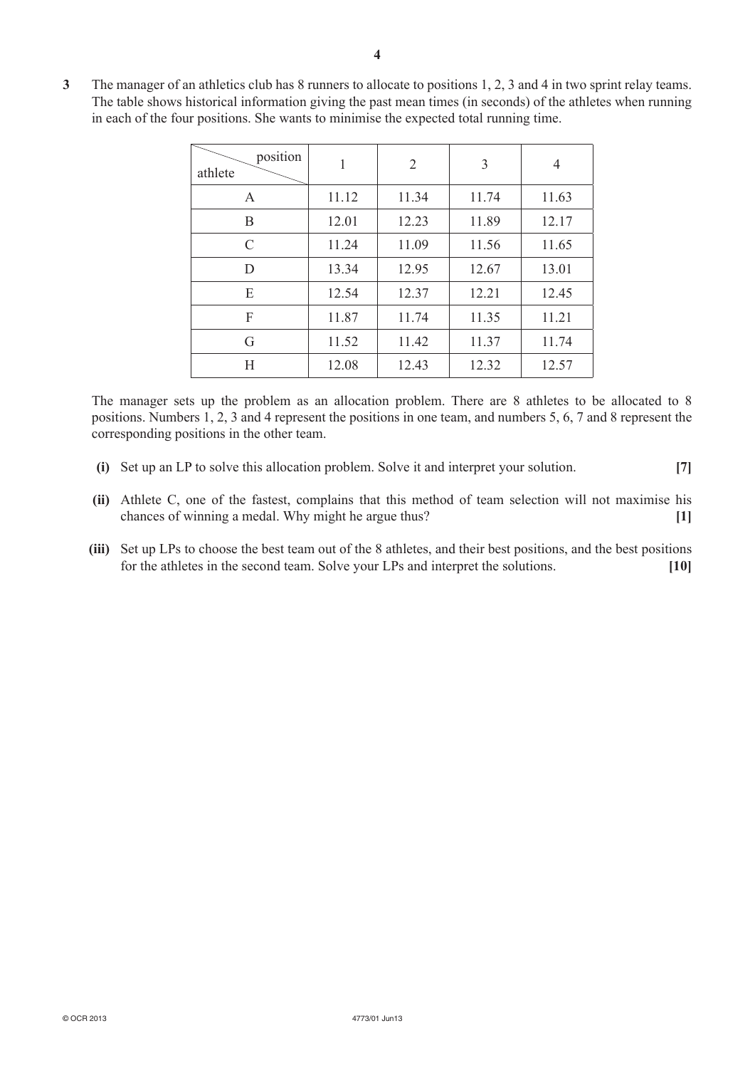**3** The manager of an athletics club has 8 runners to allocate to positions 1, 2, 3 and 4 in two sprint relay teams. The table shows historical information giving the past mean times (in seconds) of the athletes when running in each of the four positions. She wants to minimise the expected total running time.

| athlete \ position | 1 | 2 | 3 | 4 |
|---|---|---|---|---|
| A | 11.12 | 11.34 | 11.74 | 11.63 |
| B | 12.01 | 12.23 | 11.89 | 12.17 |
| C | 11.24 | 11.09 | 11.56 | 11.65 |
| D | 13.34 | 12.95 | 12.67 | 13.01 |
| E | 12.54 | 12.37 | 12.21 | 12.45 |
| F | 11.87 | 11.74 | 11.35 | 11.21 |
| G | 11.52 | 11.42 | 11.37 | 11.74 |
| H | 12.08 | 12.43 | 12.32 | 12.57 |

The manager sets up the problem as an allocation problem. There are 8 athletes to be allocated to 8 positions. Numbers 1, 2, 3 and 4 represent the positions in one team, and numbers 5, 6, 7 and 8 represent the corresponding positions in the other team.

**(i)** Set up an LP to solve this allocation problem. Solve it and interpret your solution. **[7]**

**(ii)** Athlete C, one of the fastest, complains that this method of team selection will not maximise his chances of winning a medal. Why might he argue thus? **[1]**

**(iii)** Set up LPs to choose the best team out of the 8 athletes, and their best positions, and the best positions for the athletes in the second team. Solve your LPs and interpret the solutions. **[10]**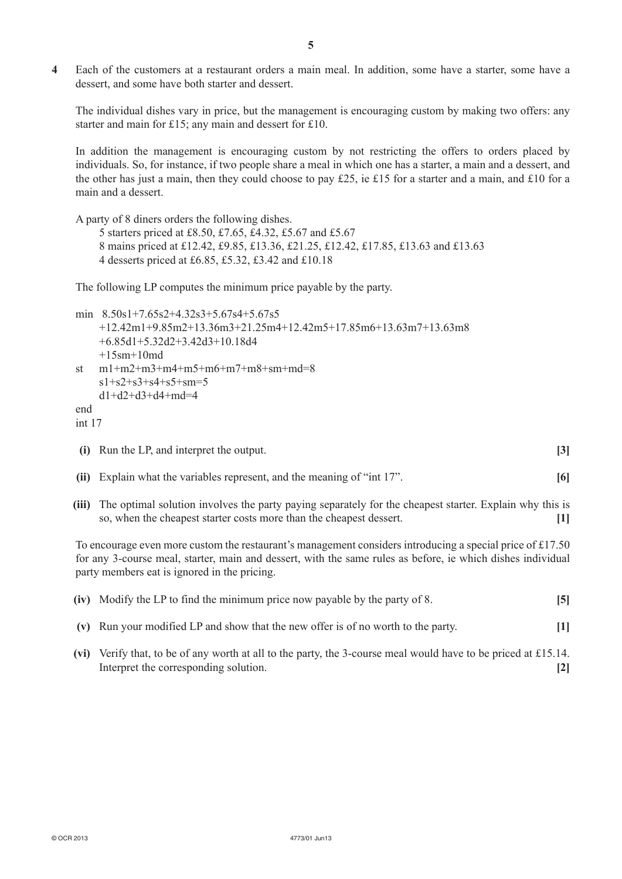**4** Each of the customers at a restaurant orders a main meal. In addition, some have a starter, some have a dessert, and some have both starter and dessert.

The individual dishes vary in price, but the management is encouraging custom by making two offers: any starter and main for £15; any main and dessert for £10.

In addition the management is encouraging custom by not restricting the offers to orders placed by individuals. So, for instance, if two people share a meal in which one has a starter, a main and a dessert, and the other has just a main, then they could choose to pay £25, ie £15 for a starter and a main, and £10 for a main and a dessert.

A party of 8 diners orders the following dishes.

5 starters priced at £8.50, £7.65, £4.32, £5.67 and £5.67
8 mains priced at £12.42, £9.85, £13.36, £21.25, £12.42, £17.85, £13.63 and £13.63
4 desserts priced at £6.85, £5.32, £3.42 and £10.18

The following LP computes the minimum price payable by the party.

```
min  8.50s1+7.65s2+4.32s3+5.67s4+5.67s5
     +12.42m1+9.85m2+13.36m3+21.25m4+12.42m5+17.85m6+13.63m7+13.63m8
     +6.85d1+5.32d2+3.42d3+10.18d4
     +15sm+10md
st   m1+m2+m3+m4+m5+m6+m7+m8+sm+md=8
     s1+s2+s3+s4+s5+sm=5
     d1+d2+d3+d4+md=4
end
int 17
```

**(i)** Run the LP, and interpret the output. **[3]**

**(ii)** Explain what the variables represent, and the meaning of "int 17". **[6]**

**(iii)** The optimal solution involves the party paying separately for the cheapest starter. Explain why this is so, when the cheapest starter costs more than the cheapest dessert. **[1]**

To encourage even more custom the restaurant's management considers introducing a special price of £17.50 for any 3-course meal, starter, main and dessert, with the same rules as before, ie which dishes individual party members eat is ignored in the pricing.

**(iv)** Modify the LP to find the minimum price now payable by the party of 8. **[5]**

**(v)** Run your modified LP and show that the new offer is of no worth to the party. **[1]**

**(vi)** Verify that, to be of any worth at all to the party, the 3-course meal would have to be priced at £15.14. Interpret the corresponding solution. **[2]**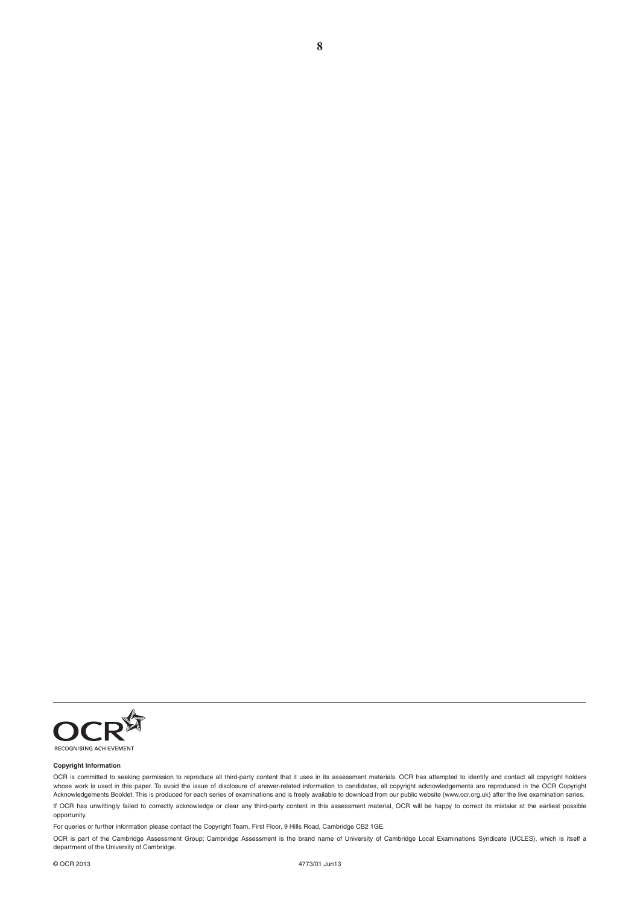OCR

RECOGNISING ACHIEVEMENT

**Copyright Information**

OCR is committed to seeking permission to reproduce all third-party content that it uses in its assessment materials. OCR has attempted to identify and contact all copyright holders whose work is used in this paper. To avoid the issue of disclosure of answer-related information to candidates, all copyright acknowledgements are reproduced in the OCR Copyright Acknowledgements Booklet. This is produced for each series of examinations and is freely available to download from our public website (www.ocr.org.uk) after the live examination series.

If OCR has unwittingly failed to correctly acknowledge or clear any third-party content in this assessment material, OCR will be happy to correct its mistake at the earliest possible opportunity.

For queries or further information please contact the Copyright Team, First Floor, 9 Hills Road, Cambridge CB2 1GE.

OCR is part of the Cambridge Assessment Group; Cambridge Assessment is the brand name of University of Cambridge Local Examinations Syndicate (UCLES), which is itself a department of the University of Cambridge.

© OCR 2013 4773/01 Jun13